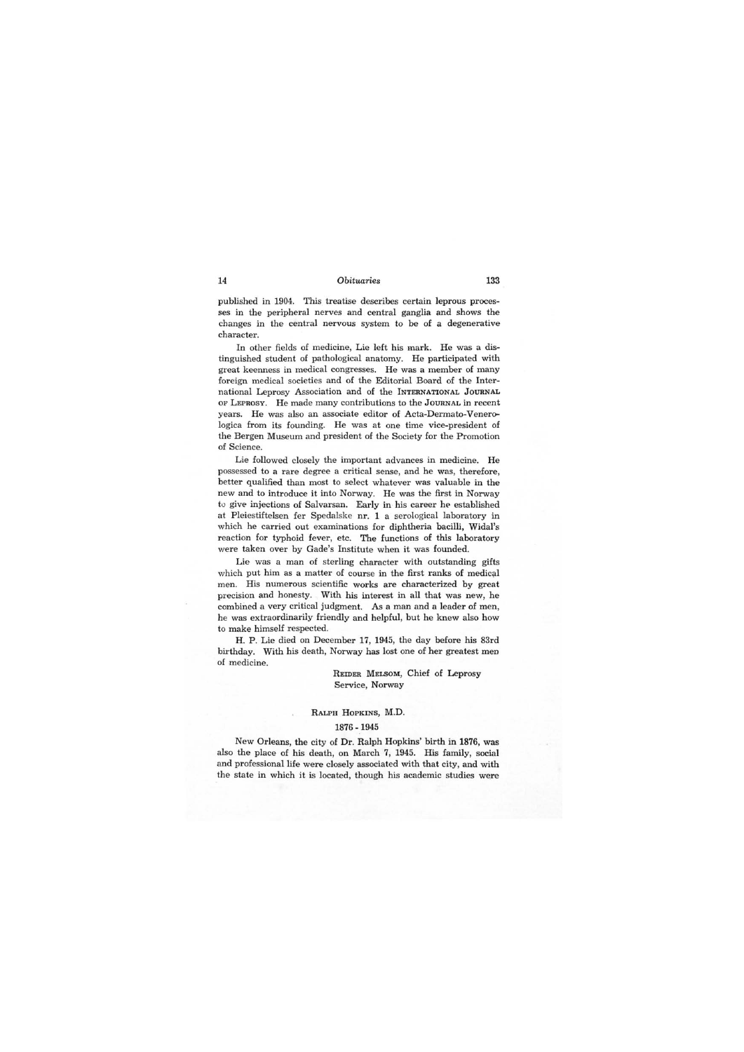published in 1904. This treatise describes certain leprous processes in the peripheral nerves and central ganglia and shows the changes in the central nervous system to be of a degenerative character.

In other fields of medicine, Lie left his mark. He was a distinguished student of pathological anatomy. He participated with great keenness in medical congresses. He was a member of many foreign medical societies and of the Editorial Board of the International Leprosy Association and of the INTERNATIONAL JOURNAL OF LEPROSY. He made many contributions to the JOURNAL in recent years. He was also an associate editor of Acta-Dermato-Venerologica from its founding. He was at one time vice-president of the Bergen Museum and president of the Society for the Promotion of Science.

Lie followed closely the important advances in medicine. He possessed to a rare degree a critical sense, and he was, therefore, better qualified than most to select whatever was valuable in the new and to introduce it into Norway. He was the first in Norway to give injections of Salvarsan. Early in his career he established at Pleiestiftelsen fer Spedalske nr. 1 a serological laboratory in which he carried out examinations for diphtheria bacilli, Widal's reaction for typhoid fever, etc. The functions of this laboratory were taken over by Gade's Institute when it was founded.

Lie was a man of sterling character with outstanding gifts which put him as a matter of course in the first ranks of medical men. His numerous scientific works are characterized by great precision and honesty. With his interest in all that was new, he combined a very critical judgment. As a man and a leader of men, he was extraordinarily friendly and helpful, but he knew also how to make himself respected.

H. P. Lie died on December 17, 1945, the day before his 83rd birthday. With his death, Norway has lost one of her greatest men of medicine.

REIDER MELSOM, Chief of Leprosy Service, Norway

## RALPH HOPKINS, M.D.

### 1876 - 1945

New Orleans, the city of Dr. Ralph Hopkins' birth in 1876, was also the place of his death, on March 7, 1945. His family, social and professional life were closely associated with that city, and with the state in which it is located, though his academic studies were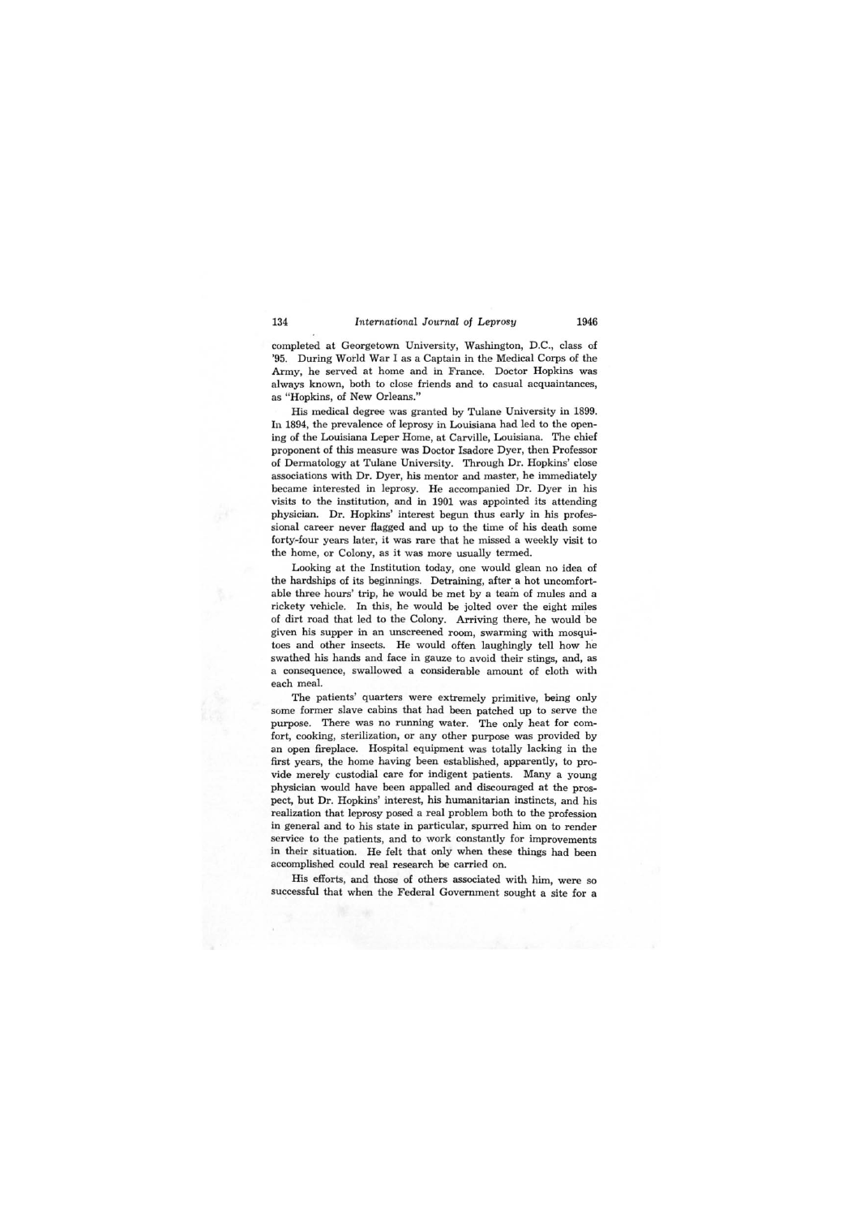completed at Georgetown University, Washington, D.C., class of '95. During World War I as a Captain in the Medical Corps of the Army, he served at home and in France. Doctor Hopkins was always known, both to close friends and to casual acquaintances, as "Hopkins, of New Orleans."

His medical degree was granted by Tulane University in 1899. In 1894, the prevalence of leprosy in Louisiana had led to the opening of the Louisiana Leper Home, at Carville, Louisiana. The chief proponent of this measure was Doctor Isadore Dyer, then Professor of Dermatology at Tulane University. Through Dr. Hopkins' close associations with Dr. Dyer, his mentor and master, he immediately became interested in leprosy. He accompanied Dr. Dyer in his visits to the institution, and in 1901 was appointed its attending physician. Dr. Hopkins' interest begun thus early in his professional career never flagged and up to the time of his death some forty-four years later, it was rare that he missed a weekly visit to the home, or Colony, as it was more usually termed.

Looking at the Institution today, one would glean no idea of the hardships of its beginnings. Detraining, after a hot uncomfortable three hours' trip, he would be met by a team of mules and a rickety vehicle. In this, he would be jolted over the eight miles of dirt road that led to the Colony. Arriving there, he would be given his supper in an unscreened room, swarming with mosquitoes and other insects. He would often laughingly tell how he swathed his hands and face in gauze to avoid their stings, and, as a consequence, swallowed a considerable amount of cloth with each meal.

The patients' quarters were extremely primitive, being only some former slave cabins that had been patched up to serve the purpose. There was no running water. The only heat for comfort, cooking, sterilization, or any other purpose was provided by an open fireplace. Hospital equipment was totally lacking in the first years, the home having been established, apparently, to provide merely custodial care for indigent patients. Many a young physician would have been appalled and discouraged at the prospect, but Dr. Hopkins' interest, his humanitarian instincts, and his realization that leprosy posed a real problem both to the profession in general and to his state in particular, spurred him on to render service to the patients, and to work constantly for improvements in their situation. He felt that only when these things had been accomplished could real research be carried on.

His efforts, and those of others associated with him, were so successful that when the Federal Government sought a site for a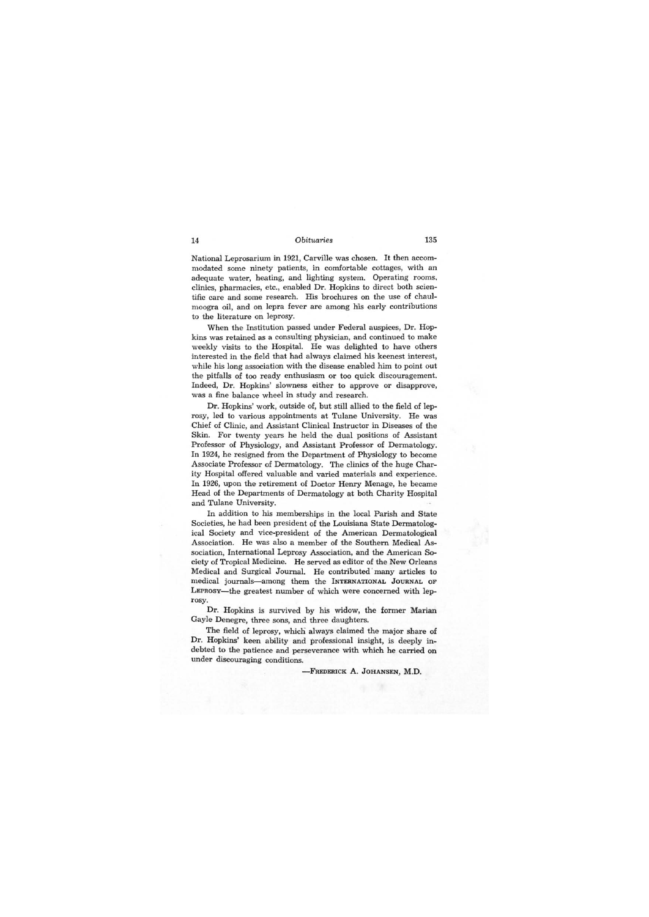National Leprosarium in 1921, Carville was chosen. It then accommodated some ninety patients, in comfortable cottages, with an adequate water, heating, and lighting system. Operating rooms, clinics, pharmacies, etc., enabled Dr. Hopkins to direct both scientific care and some research. His brochures on the use of chaulmoogra oil, and on lepra fever are among his early contributions to the literature on leprosy.

When the Institution passed under Federal auspices, Dr. Hopkins was retained as a consulting physician, and continued to make weekly visits to the Hospital. He was delighted to have others interested in the field that had always claimed his keenest interest, while his long association with the disease enabled him to point out the pitfalls of too ready enthusiasm or too quick discouragement. Indeed, Dr. Hopkins' slowness either to approve or disapprove, was a fine balance wheel in study and research.

Dr. Hopkins' work, outside of, but still allied to the field of leprosy, led to various appointments at Tulane University. He was Chief of Clinic, and Assistant Clinical Instructor in Diseases of the Skin. For twenty years he held the dual positions of Assistant Professor of Physiology, and Assistant Professor of Dermatology. In 1924, he resigned from the Department of Physiology to become Associate Professor of Dermatology. The clinics of the huge Charity Hospital offered valuable and varied materials and experience. In 1926, upon the retirement of Doctor Henry Menage, he became Head of the Departments of Dermatology at both Charity Hospital and Tulane University.

In addition to his memberships in the local Parish and State Societies, he had been president of the Louisiana State Dermatological Society and vice-president of the American Dermatological Association. He was also a member of the Southern Medical Association, International Leprosy Association, and the American Society of Tropical Medicine. He served as editor of the New Orleans Medical and Surgical Journal. He contributed many articles to medical journals—among them the INTERNATIONAL JOURNAL OF LEPROSY—the greatest number of which were concerned with leprosy.

Dr. Hopkins is survived by his widow, the former Marian Gayle Denegre, three sons, and three daughters.

The field of leprosy, which always claimed the major share of Dr. Hopkins' keen ability and professional insight, is deeply indebted to the patience and perseverance with which he carried on under discouraging conditions.

—FREDERICK A. JOHANSEN, M.D.